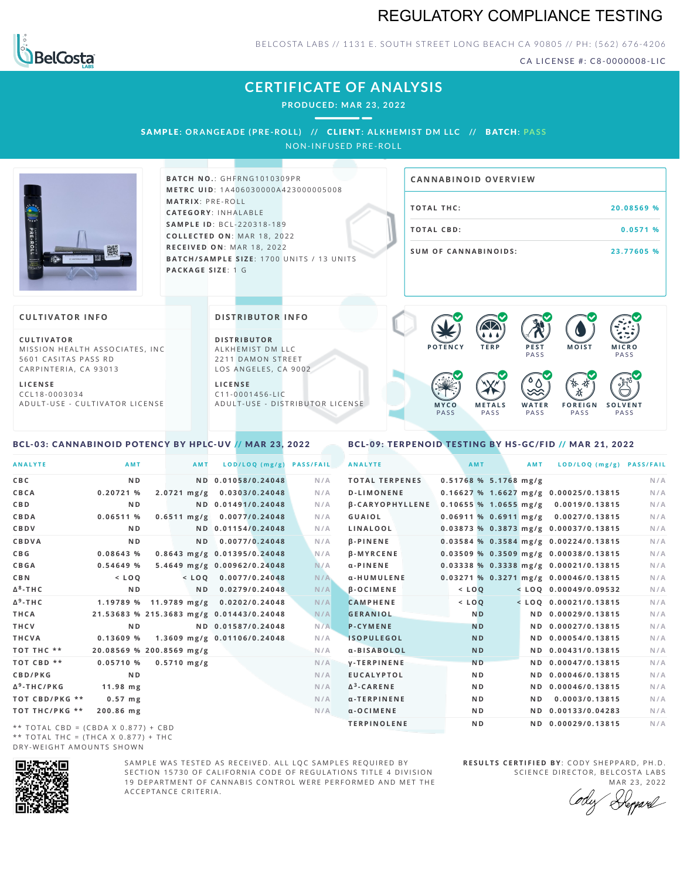# REGULATORY COMPLIANCE TESTING

BELCOSTA LABS // 1131 E. SOUTH STREET LONG BEACH CA 90805 // PH: (562) 676-4206

CA LICENSE #: C8-0000008-LIC

## CERTIFICATE OF ANALYSIS

**PRODUCED: MAR 23, 2022**

**SAMPLE: ORANGEADE (PRE-ROLL)** // **CLIENT: ALKHEMIST DM LLC** // **BATCH: PASS**

NON-INFUSED PRE-ROLL

**BATCH NO.**: GHFRNG1010309PR
**METRC UID**: 1A4060300000A423000005008
**MATRIX**: PRE-ROLL
**CATEGORY**: INHALABLE
**SAMPLE ID**: BCL-220318-189
**COLLECTED ON**: MAR 18, 2022
**RECEIVED ON**: MAR 18, 2022
**BATCH/SAMPLE SIZE**: 1700 UNITS / 13 UNITS
**PACKAGE SIZE**: 1 G

### CANNABINOID OVERVIEW

| | |
|---|---|
| TOTAL THC: | 20.08569 % |
| TOTAL CBD: | 0.0571 % |
| SUM OF CANNABINOIDS: | 23.77605 % |

### CULTIVATOR INFO

**CULTIVATOR**
MISSION HEALTH ASSOCIATES, INC
5601 CASITAS PASS RD
CARPINTERIA, CA 93013

**LICENSE**
CCL18-0003034
ADULT-USE - CULTIVATOR LICENSE

### DISTRIBUTOR INFO

**DISTRIBUTOR**
ALKHEMIST DM LLC
2211 DAMON STREET
LOS ANGELES, CA 9002

**LICENSE**
C11-0001456-LIC
ADULT-USE - DISTRIBUTOR LICENSE

POTENCY | TERP | PEST PASS | MOIST | MICRO PASS
MYCO PASS | METALS PASS | WATER PASS | FOREIGN PASS | SOLVENT PASS

### BCL-03: CANNABINOID POTENCY BY HPLC-UV // MAR 23, 2022

| ANALYTE | AMT | AMT | LOD/LOQ (mg/g) | PASS/FAIL |
|---|---|---|---|---|
| CBC | ND | ND | 0.01058/0.24048 | N/A |
| CBCA | 0.20721 % | 2.0721 mg/g | 0.0303/0.24048 | N/A |
| CBD | ND | ND | 0.01491/0.24048 | N/A |
| CBDA | 0.06511 % | 0.6511 mg/g | 0.0077/0.24048 | N/A |
| CBDV | ND | ND | 0.01154/0.24048 | N/A |
| CBDVA | ND | ND | 0.0077/0.24048 | N/A |
| CBG | 0.08643 % | 0.8643 mg/g | 0.01395/0.24048 | N/A |
| CBGA | 0.54649 % | 5.4649 mg/g | 0.00962/0.24048 | N/A |
| CBN | < LOQ | < LOQ | 0.0077/0.24048 | N/A |
| Δ8-THC | ND | ND | 0.0279/0.24048 | N/A |
| Δ9-THC | 1.19789 % | 11.9789 mg/g | 0.0202/0.24048 | N/A |
| THCA | 21.53683 % | 215.3683 mg/g | 0.01443/0.24048 | N/A |
| THCV | ND | ND | 0.01587/0.24048 | N/A |
| THCVA | 0.13609 % | 1.3609 mg/g | 0.01106/0.24048 | N/A |
| TOT THC ** | 20.08569 % | 200.8569 mg/g | | N/A |
| TOT CBD ** | 0.05710 % | 0.5710 mg/g | | N/A |
| CBD/PKG | ND | | | N/A |
| Δ9-THC/PKG | 11.98 mg | | | N/A |
| TOT CBD/PKG ** | 0.57 mg | | | N/A |
| TOT THC/PKG ** | 200.86 mg | | | N/A |

** TOTAL CBD = (CBDA X 0.877) + CBD
** TOTAL THC = (THCA X 0.877) + THC
DRY-WEIGHT AMOUNTS SHOWN

### BCL-09: TERPENOID TESTING BY HS-GC/FID // MAR 21, 2022

| ANALYTE | AMT | AMT | LOD/LOQ (mg/g) | PASS/FAIL |
|---|---|---|---|---|
| TOTAL TERPENES | 0.51768 % | 5.1768 mg/g | | N/A |
| D-LIMONENE | 0.16627 % | 1.6627 mg/g | 0.00025/0.13815 | N/A |
| β-CARYOPHYLLENE | 0.10655 % | 1.0655 mg/g | 0.0019/0.13815 | N/A |
| GUAIOL | 0.06911 % | 0.6911 mg/g | 0.0027/0.13815 | N/A |
| LINALOOL | 0.03873 % | 0.3873 mg/g | 0.00037/0.13815 | N/A |
| β-PINENE | 0.03584 % | 0.3584 mg/g | 0.00224/0.13815 | N/A |
| β-MYRCENE | 0.03509 % | 0.3509 mg/g | 0.00038/0.13815 | N/A |
| α-PINENE | 0.03338 % | 0.3338 mg/g | 0.00021/0.13815 | N/A |
| α-HUMULENE | 0.03271 % | 0.3271 mg/g | 0.00046/0.13815 | N/A |
| β-OCIMENE | < LOQ | < LOQ | 0.00049/0.09532 | N/A |
| CAMPHENE | < LOQ | < LOQ | 0.00021/0.13815 | N/A |
| GERANIOL | ND | ND | 0.00029/0.13815 | N/A |
| P-CYMENE | ND | ND | 0.00027/0.13815 | N/A |
| ISOPULEGOL | ND | ND | 0.00054/0.13815 | N/A |
| α-BISABOLOL | ND | ND | 0.00431/0.13815 | N/A |
| γ-TERPINENE | ND | ND | 0.00047/0.13815 | N/A |
| EUCALYPTOL | ND | ND | 0.00046/0.13815 | N/A |
| Δ3-CARENE | ND | ND | 0.00046/0.13815 | N/A |
| α-TERPINENE | ND | ND | 0.0003/0.13815 | N/A |
| α-OCIMENE | ND | ND | 0.00133/0.04283 | N/A |
| TERPINOLENE | ND | ND | 0.00029/0.13815 | N/A |

SAMPLE WAS TESTED AS RECEIVED. ALL LQC SAMPLES REQUIRED BY SECTION 15730 OF CALIFORNIA CODE OF REGULATIONS TITLE 4 DIVISION 19 DEPARTMENT OF CANNABIS CONTROL WERE PERFORMED AND MET THE ACCEPTANCE CRITERIA.

**RESULTS CERTIFIED BY**: CODY SHEPPARD, PH.D.
SCIENCE DIRECTOR, BELCOSTA LABS
MAR 23, 2022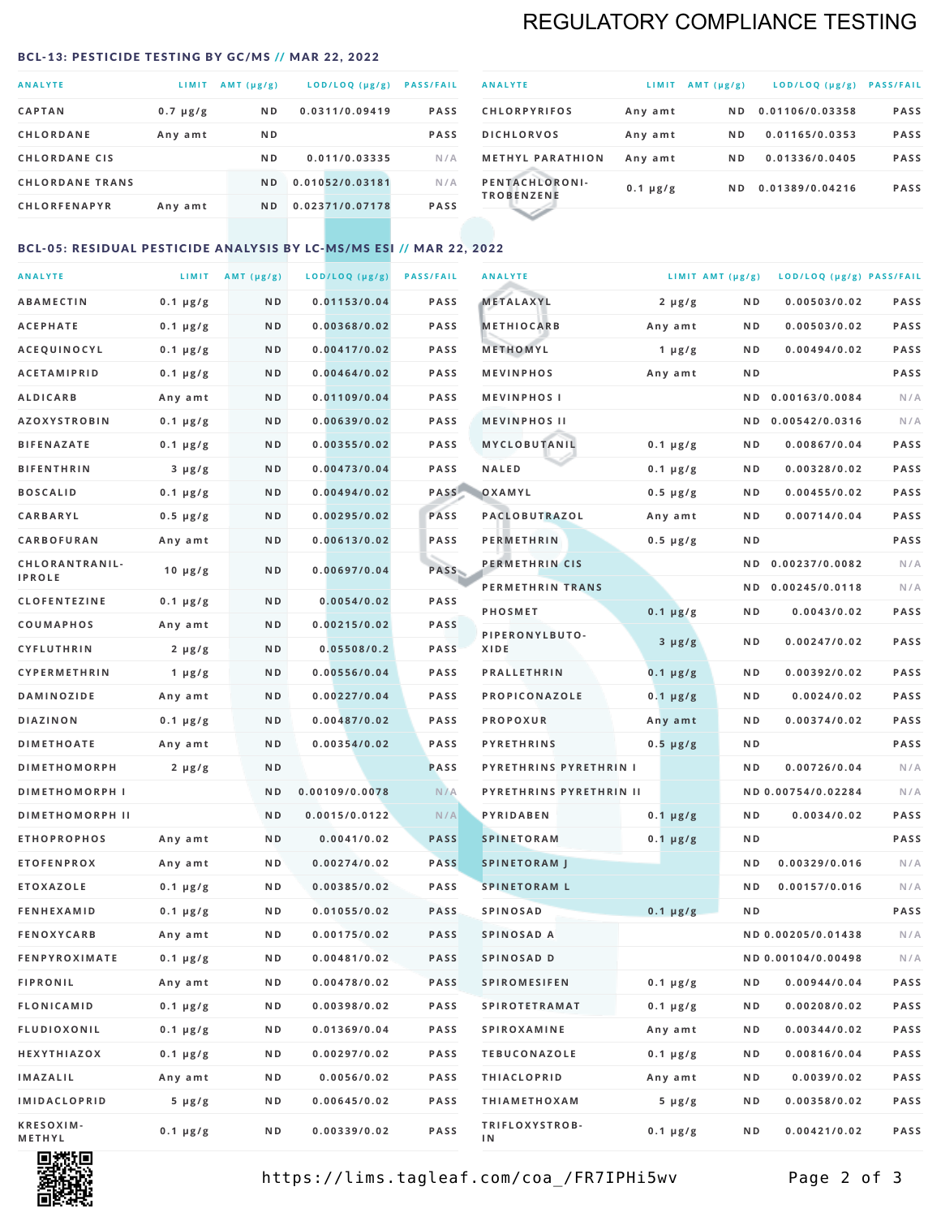# REGULATORY COMPLIANCE TESTING

## BCL-13: PESTICIDE TESTING BY GC/MS // MAR 22, 2022

| ANALYTE | LIMIT | AMT (μg/g) | LOD/LOQ (μg/g) | PASS/FAIL |
|---|---|---|---|---|
| CAPTAN | 0.7 μg/g | ND | 0.0311/0.09419 | PASS |
| CHLORDANE | Any amt | ND | | PASS |
| CHLORDANE CIS | | ND | 0.011/0.03335 | N/A |
| CHLORDANE TRANS | | ND | 0.01052/0.03181 | N/A |
| CHLORFENAPYR | Any amt | ND | 0.02371/0.07178 | PASS |
| CHLORPYRIFOS | Any amt | ND | 0.01106/0.03358 | PASS |
| DICHLORVOS | Any amt | ND | 0.01165/0.0353 | PASS |
| METHYL PARATHION | Any amt | ND | 0.01336/0.0405 | PASS |
| PENTACHLORONITROBENZENE | 0.1 μg/g | ND | 0.01389/0.04216 | PASS |

## BCL-05: RESIDUAL PESTICIDE ANALYSIS BY LC-MS/MS ESI // MAR 22, 2022

| ANALYTE | LIMIT | AMT (μg/g) | LOD/LOQ (μg/g) | PASS/FAIL |
|---|---|---|---|---|
| ABAMECTIN | 0.1 μg/g | ND | 0.01153/0.04 | PASS |
| ACEPHATE | 0.1 μg/g | ND | 0.00368/0.02 | PASS |
| ACEQUINOCYL | 0.1 μg/g | ND | 0.00417/0.02 | PASS |
| ACETAMIPRID | 0.1 μg/g | ND | 0.00464/0.02 | PASS |
| ALDICARB | Any amt | ND | 0.01109/0.04 | PASS |
| AZOXYSTROBIN | 0.1 μg/g | ND | 0.00639/0.02 | PASS |
| BIFENAZATE | 0.1 μg/g | ND | 0.00355/0.02 | PASS |
| BIFENTHRIN | 3 μg/g | ND | 0.00473/0.04 | PASS |
| BOSCALID | 0.1 μg/g | ND | 0.00494/0.02 | PASS |
| CARBARYL | 0.5 μg/g | ND | 0.00295/0.02 | PASS |
| CARBOFURAN | Any amt | ND | 0.00613/0.02 | PASS |
| CHLORANTRANILIPROLE | 10 μg/g | ND | 0.00697/0.04 | PASS |
| CLOFENTEZINE | 0.1 μg/g | ND | 0.0054/0.02 | PASS |
| COUMAPHOS | Any amt | ND | 0.00215/0.02 | PASS |
| CYFLUTHRIN | 2 μg/g | ND | 0.05508/0.2 | PASS |
| CYPERMETHRIN | 1 μg/g | ND | 0.00556/0.04 | PASS |
| DAMINOZIDE | Any amt | ND | 0.00227/0.04 | PASS |
| DIAZINON | 0.1 μg/g | ND | 0.00487/0.02 | PASS |
| DIMETHOATE | Any amt | ND | 0.00354/0.02 | PASS |
| DIMETHOMORPH | 2 μg/g | ND | | PASS |
| DIMETHOMORPH I | | ND | 0.00109/0.0078 | N/A |
| DIMETHOMORPH II | | ND | 0.0015/0.0122 | N/A |
| ETHOPROPHOS | Any amt | ND | 0.0041/0.02 | PASS |
| ETOFENPROX | Any amt | ND | 0.00274/0.02 | PASS |
| ETOXAZOLE | 0.1 μg/g | ND | 0.00385/0.02 | PASS |
| FENHEXAMID | 0.1 μg/g | ND | 0.01055/0.02 | PASS |
| FENOXYCARB | Any amt | ND | 0.00175/0.02 | PASS |
| FENPYROXIMATE | 0.1 μg/g | ND | 0.00481/0.02 | PASS |
| FIPRONIL | Any amt | ND | 0.00478/0.02 | PASS |
| FLONICAMID | 0.1 μg/g | ND | 0.00398/0.02 | PASS |
| FLUDIOXONIL | 0.1 μg/g | ND | 0.01369/0.04 | PASS |
| HEXYTHIAZOX | 0.1 μg/g | ND | 0.00297/0.02 | PASS |
| IMAZALIL | Any amt | ND | 0.0056/0.02 | PASS |
| IMIDACLOPRID | 5 μg/g | ND | 0.00645/0.02 | PASS |
| KRESOXIM-METHYL | 0.1 μg/g | ND | 0.00339/0.02 | PASS |
| METALAXYL | 2 μg/g | ND | 0.00503/0.02 | PASS |
| METHIOCARB | Any amt | ND | 0.00503/0.02 | PASS |
| METHOMYL | 1 μg/g | ND | 0.00494/0.02 | PASS |
| MEVINPHOS | Any amt | ND | | PASS |
| MEVINPHOS I | | ND | 0.00163/0.0084 | N/A |
| MEVINPHOS II | | ND | 0.00542/0.0316 | N/A |
| MYCLOBUTANIL | 0.1 μg/g | ND | 0.00867/0.04 | PASS |
| NALED | 0.1 μg/g | ND | 0.00328/0.02 | PASS |
| OXAMYL | 0.5 μg/g | ND | 0.00455/0.02 | PASS |
| PACLOBUTRAZOL | Any amt | ND | 0.00714/0.04 | PASS |
| PERMETHRIN | 0.5 μg/g | ND | | PASS |
| PERMETHRIN CIS | | ND | 0.00237/0.0082 | N/A |
| PERMETHRIN TRANS | | ND | 0.00245/0.0118 | N/A |
| PHOSMET | 0.1 μg/g | ND | 0.0043/0.02 | PASS |
| PIPERONYLBUTOXIDE | 3 μg/g | ND | 0.00247/0.02 | PASS |
| PRALLETHRIN | 0.1 μg/g | ND | 0.00392/0.02 | PASS |
| PROPICONAZOLE | 0.1 μg/g | ND | 0.0024/0.02 | PASS |
| PROPOXUR | Any amt | ND | 0.00374/0.02 | PASS |
| PYRETHRINS | 0.5 μg/g | ND | | PASS |
| PYRETHRINS PYRETHRIN I | | ND | 0.00726/0.04 | N/A |
| PYRETHRINS PYRETHRIN II | | ND | 0.00754/0.02284 | N/A |
| PYRIDABEN | 0.1 μg/g | ND | 0.0034/0.02 | PASS |
| SPINETORAM | 0.1 μg/g | ND | | PASS |
| SPINETORAM J | | ND | 0.00329/0.016 | N/A |
| SPINETORAM L | | ND | 0.00157/0.016 | N/A |
| SPINOSAD | 0.1 μg/g | ND | | PASS |
| SPINOSAD A | | ND | 0.00205/0.01438 | N/A |
| SPINOSAD D | | ND | 0.00104/0.00498 | N/A |
| SPIROMESIFEN | 0.1 μg/g | ND | 0.00944/0.04 | PASS |
| SPIROTETRAMAT | 0.1 μg/g | ND | 0.00208/0.02 | PASS |
| SPIROXAMINE | Any amt | ND | 0.00344/0.02 | PASS |
| TEBUCONAZOLE | 0.1 μg/g | ND | 0.00816/0.04 | PASS |
| THIACLOPRID | Any amt | ND | 0.0039/0.02 | PASS |
| THIAMETHOXAM | 5 μg/g | ND | 0.00358/0.02 | PASS |
| TRIFLOXYSTROBIN | 0.1 μg/g | ND | 0.00421/0.02 | PASS |

https://lims.tagleaf.com/coa_/FR7IPHi5wv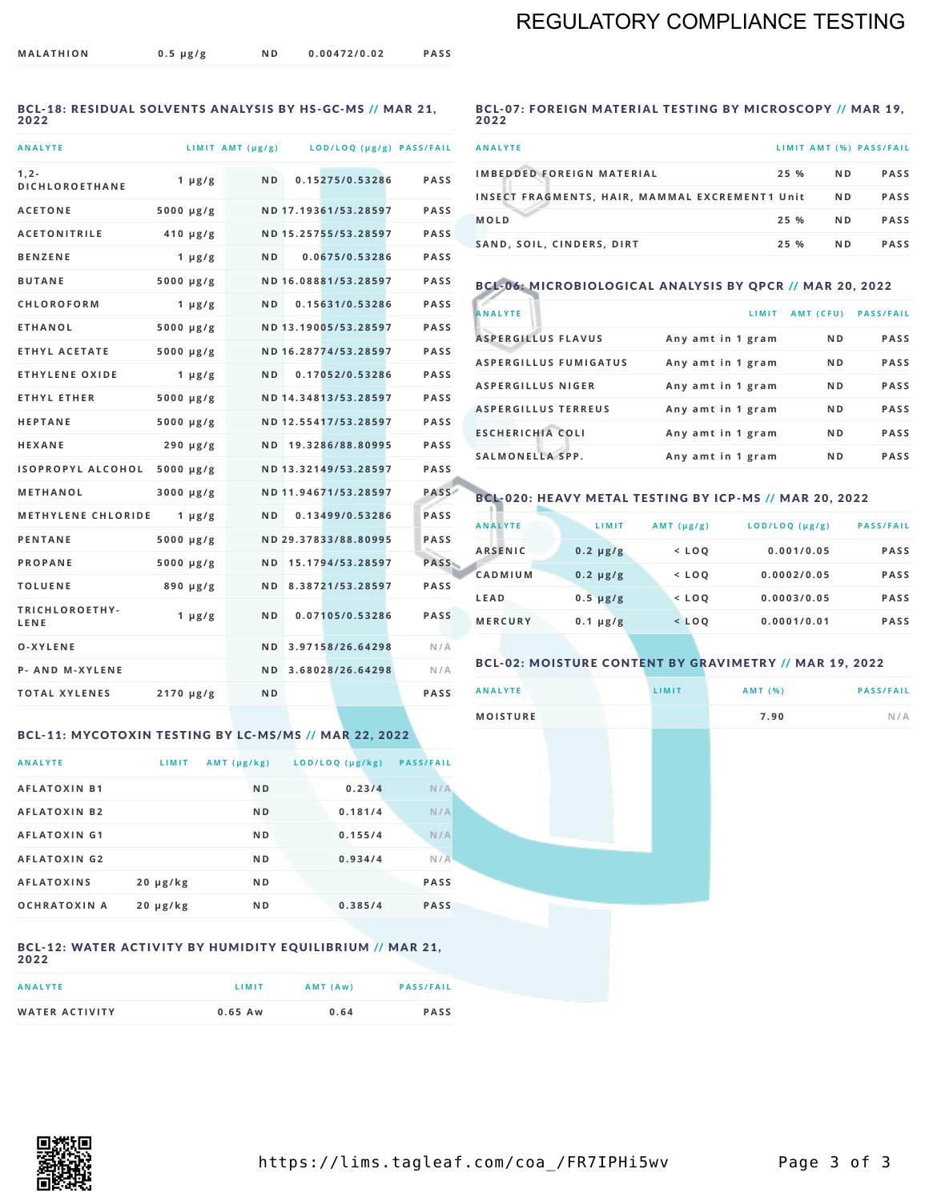| | | | | |
|---|---|---|---|---|
| MALATHION | 0.5 µg/g | ND | 0.00472/0.02 | PASS |

## BCL-18: RESIDUAL SOLVENTS ANALYSIS BY HS-GC-MS // MAR 21, 2022

| ANALYTE | LIMIT | AMT (µg/g) | LOD/LOQ (µg/g) | PASS/FAIL |
|---|---|---|---|---|
| 1,2-DICHLOROETHANE | 1 µg/g | ND | 0.15275/0.53286 | PASS |
| ACETONE | 5000 µg/g | ND | 17.19361/53.28597 | PASS |
| ACETONITRILE | 410 µg/g | ND | 15.25755/53.28597 | PASS |
| BENZENE | 1 µg/g | ND | 0.0675/0.53286 | PASS |
| BUTANE | 5000 µg/g | ND | 16.08881/53.28597 | PASS |
| CHLOROFORM | 1 µg/g | ND | 0.15631/0.53286 | PASS |
| ETHANOL | 5000 µg/g | ND | 13.19005/53.28597 | PASS |
| ETHYL ACETATE | 5000 µg/g | ND | 16.28774/53.28597 | PASS |
| ETHYLENE OXIDE | 1 µg/g | ND | 0.17052/0.53286 | PASS |
| ETHYL ETHER | 5000 µg/g | ND | 14.34813/53.28597 | PASS |
| HEPTANE | 5000 µg/g | ND | 12.55417/53.28597 | PASS |
| HEXANE | 290 µg/g | ND | 19.3286/88.80995 | PASS |
| ISOPROPYL ALCOHOL | 5000 µg/g | ND | 13.32149/53.28597 | PASS |
| METHANOL | 3000 µg/g | ND | 11.94671/53.28597 | PASS |
| METHYLENE CHLORIDE | 1 µg/g | ND | 0.13499/0.53286 | PASS |
| PENTANE | 5000 µg/g | ND | 29.37833/88.80995 | PASS |
| PROPANE | 5000 µg/g | ND | 15.1794/53.28597 | PASS |
| TOLUENE | 890 µg/g | ND | 8.38721/53.28597 | PASS |
| TRICHLOROETHYLENE | 1 µg/g | ND | 0.07105/0.53286 | PASS |
| O-XYLENE | | ND | 3.97158/26.64298 | N/A |
| P- AND M-XYLENE | | ND | 3.68028/26.64298 | N/A |
| TOTAL XYLENES | 2170 µg/g | ND | | PASS |

## BCL-11: MYCOTOXIN TESTING BY LC-MS/MS // MAR 22, 2022

| ANALYTE | LIMIT | AMT (µg/kg) | LOD/LOQ (µg/kg) | PASS/FAIL |
|---|---|---|---|---|
| AFLATOXIN B1 | | ND | 0.23/4 | N/A |
| AFLATOXIN B2 | | ND | 0.181/4 | N/A |
| AFLATOXIN G1 | | ND | 0.155/4 | N/A |
| AFLATOXIN G2 | | ND | 0.934/4 | N/A |
| AFLATOXINS | 20 µg/kg | ND | | PASS |
| OCHRATOXIN A | 20 µg/kg | ND | 0.385/4 | PASS |

## BCL-12: WATER ACTIVITY BY HUMIDITY EQUILIBRIUM // MAR 21, 2022

| ANALYTE | LIMIT | AMT (Aw) | PASS/FAIL |
|---|---|---|---|
| WATER ACTIVITY | 0.65 Aw | 0.64 | PASS |

## BCL-07: FOREIGN MATERIAL TESTING BY MICROSCOPY // MAR 19, 2022

| ANALYTE | LIMIT | AMT (%) | PASS/FAIL |
|---|---|---|---|
| IMBEDDED FOREIGN MATERIAL | 25 % | ND | PASS |
| INSECT FRAGMENTS, HAIR, MAMMAL EXCREMENT | 1 Unit | ND | PASS |
| MOLD | 25 % | ND | PASS |
| SAND, SOIL, CINDERS, DIRT | 25 % | ND | PASS |

## BCL-06: MICROBIOLOGICAL ANALYSIS BY QPCR // MAR 20, 2022

| ANALYTE | LIMIT | AMT (CFU) | PASS/FAIL |
|---|---|---|---|
| ASPERGILLUS FLAVUS | Any amt in 1 gram | ND | PASS |
| ASPERGILLUS FUMIGATUS | Any amt in 1 gram | ND | PASS |
| ASPERGILLUS NIGER | Any amt in 1 gram | ND | PASS |
| ASPERGILLUS TERREUS | Any amt in 1 gram | ND | PASS |
| ESCHERICHIA COLI | Any amt in 1 gram | ND | PASS |
| SALMONELLA SPP. | Any amt in 1 gram | ND | PASS |

## BCL-020: HEAVY METAL TESTING BY ICP-MS // MAR 20, 2022

| ANALYTE | LIMIT | AMT (µg/g) | LOD/LOQ (µg/g) | PASS/FAIL |
|---|---|---|---|---|
| ARSENIC | 0.2 µg/g | < LOQ | 0.001/0.05 | PASS |
| CADMIUM | 0.2 µg/g | < LOQ | 0.0002/0.05 | PASS |
| LEAD | 0.5 µg/g | < LOQ | 0.0003/0.05 | PASS |
| MERCURY | 0.1 µg/g | < LOQ | 0.0001/0.01 | PASS |

## BCL-02: MOISTURE CONTENT BY GRAVIMETRY // MAR 19, 2022

| ANALYTE | LIMIT | AMT (%) | PASS/FAIL |
|---|---|---|---|
| MOISTURE | | 7.90 | N/A |

https://lims.tagleaf.com/coa_/FR7IPHi5wv